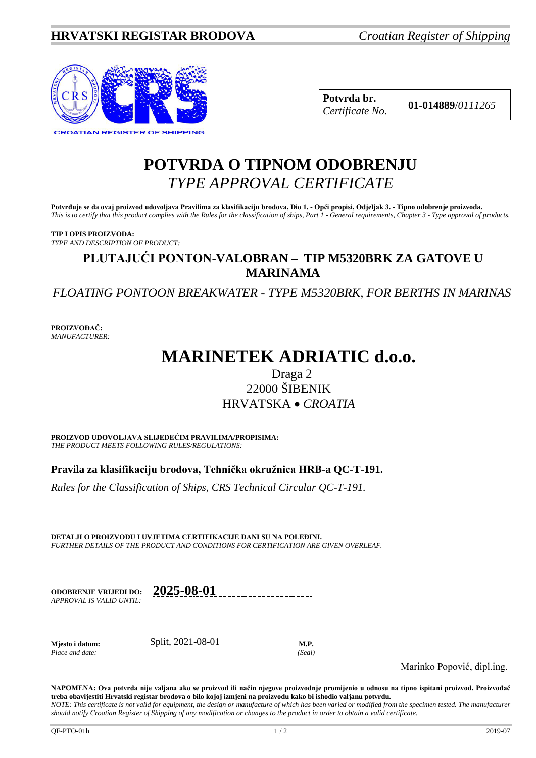**HRVATSKI REGISTAR BRODOVA** *Croatian Register of Shipping*

| **Potvrda br.** *Certificate No.* | **01-014889**/*0111265* |
|---|---|

# POTVRDA O TIPNOM ODOBRENJU
# *TYPE APPROVAL CERTIFICATE*

**Potvrđuje se da ovaj proizvod udovoljava Pravilima za klasifikaciju brodova, Dio 1. - Opći propisi, Odjeljak 3. - Tipno odobrenje proizvoda.**
*This is to certify that this product complies with the Rules for the classification of ships, Part 1 - General requirements, Chapter 3 - Type approval of products.*

**TIP I OPIS PROIZVODA:**
*TYPE AND DESCRIPTION OF PRODUCT:*

## PLUTAJUĆI PONTON-VALOBRAN – TIP M5320BRK ZA GATOVE U MARINAMA

*FLOATING PONTOON BREAKWATER - TYPE M5320BRK, FOR BERTHS IN MARINAS*

**PROIZVOĐAČ:**
*MANUFACTURER:*

# MARINETEK ADRIATIC d.o.o.

Draga 2
22000 ŠIBENIK
HRVATSKA • *CROATIA*

**PROIZVOD UDOVOLJAVA SLIJEDEĆIM PRAVILIMA/PROPISIMA:**
*THE PRODUCT MEETS FOLLOWING RULES/REGULATIONS:*

**Pravila za klasifikaciju brodova, Tehnička okružnica HRB-a QC-T-191.**

*Rules for the Classification of Ships, CRS Technical Circular QC-T-191.*

**DETALJI O PROIZVODU I UVJETIMA CERTIFIKACIJE DANI SU NA POLEĐINI.**
*FURTHER DETAILS OF THE PRODUCT AND CONDITIONS FOR CERTIFICATION ARE GIVEN OVERLEAF.*

**ODOBRENJE VRIJEDI DO:** **2025-08-01**
*APPROVAL IS VALID UNTIL:*

**Mjesto i datum:** Split, 2021-08-01
*Place and date:*

**M.P.**
*(Seal)*

Marinko Popović, dipl.ing.

**NAPOMENA: Ova potvrda nije valjana ako se proizvod ili način njegove proizvodnje promijenio u odnosu na tipno ispitani proizvod. Proizvođač treba obavijestiti Hrvatski registar brodova o bilo kojoj izmjeni na proizvodu kako bi ishodio valjanu potvrdu.**
*NOTE: This certificate is not valid for equipment, the design or manufacture of which has been varied or modified from the specimen tested. The manufacturer should notify Croatian Register of Shipping of any modification or changes to the product in order to obtain a valid certificate.*

QF-PTO-01h 2019-07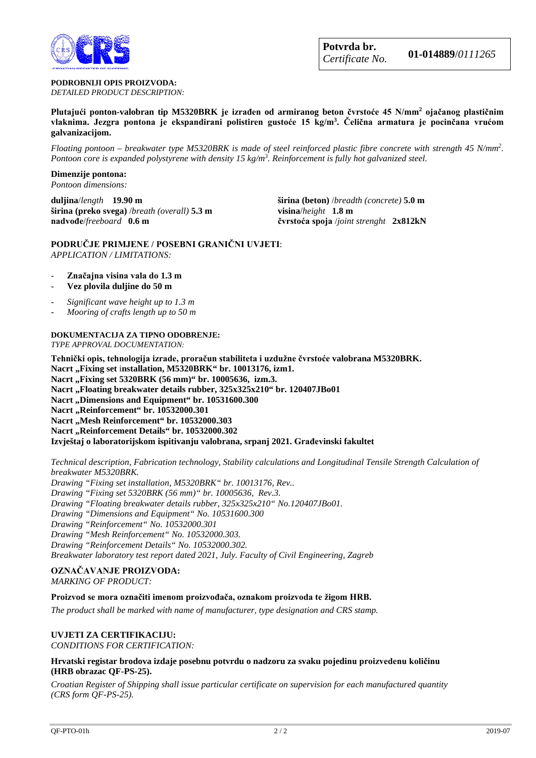**Potvrda br.**
*Certificate No.* **01-014889**/*0111265*

**PODROBNIJI OPIS PROIZVODA:**
*DETAILED PRODUCT DESCRIPTION:*

**Plutajući ponton-valobran tip M5320BRK je izrađen od armiranog beton čvrstoće 45 N/mm$^2$ ojačanog plastičnim vlaknima. Jezgra pontona je ekspandirani polistiren gustoće 15 kg/m$^3$. Čelična armatura je pocinčana vrućom galvanizacijom.**

*Floating pontoon – breakwater type M5320BRK is made of steel reinforced plastic fibre concrete with strength 45 N/mm$^2$. Pontoon core is expanded polystyrene with density 15 kg/m$^3$. Reinforcement is fully hot galvanized steel.*

**Dimenzije pontona:**
*Pontoon dimensions:*

**duljina**/*length* **19.90 m**
**širina (preko svega)** /*breath (overall)* **5.3 m**
**nadvođe**/*freeboard* **0.6 m**
**širina (beton)** /*breadth (concrete)* **5.0 m**
**visina**/*height* **1.8 m**
**čvrstoća spoja** /*joint strenght* **2x812kN**

**PODRUČJE PRIMJENE / POSEBNI GRANIČNI UVJETI**:
*APPLICATION / LIMITATIONS:*

- **Značajna visina vala do 1.3 m**
- **Vez plovila duljine do 50 m**

- *Significant wave height up to 1.3 m*
- *Mooring of crafts length up to 50 m*

**DOKUMENTACIJA ZA TIPNO ODOBRENJE:**
*TYPE APPROVAL DOCUMENTATION:*

**Tehnički opis, tehnologija izrade, proračun stabiliteta i uzdužne čvrstoće valobrana M5320BRK.**
**Nacrt „Fixing set installation, M5320BRK" br. 10013176, izm1.**
**Nacrt „Fixing set 5320BRK (56 mm)" br. 10005636, izm.3.**
**Nacrt „Floating breakwater details rubber, 325x325x210" br. 120407JBo01**
**Nacrt „Dimensions and Equipment" br. 10531600.300**
**Nacrt „Reinforcement" br. 10532000.301**
**Nacrt „Mesh Reinforcement" br. 10532000.303**
**Nacrt „Reinforcement Details" br. 10532000.302**
**Izvještaj o laboratorijskom ispitivanju valobrana, srpanj 2021. Građevinski fakultet**

*Technical description, Fabrication technology, Stability calculations and Longitudinal Tensile Strength Calculation of breakwater M5320BRK.*
*Drawing "Fixing set installation, M5320BRK" br. 10013176, Rev..*
*Drawing "Fixing set 5320BRK (56 mm)" br. 10005636, Rev.3.*
*Drawing "Floating breakwater details rubber, 325x325x210" No.120407JBo01.*
*Drawing "Dimensions and Equipment" No. 10531600.300*
*Drawing "Reinforcement" No. 10532000.301*
*Drawing "Mesh Reinforcement" No. 10532000.303.*
*Drawing "Reinforcement Details" No. 10532000.302.*
*Breakwater laboratory test report dated 2021, July. Faculty of Civil Engineering, Zagreb*

**OZNAČAVANJE PROIZVODA:**
*MARKING OF PRODUCT:*

**Proizvod se mora označiti imenom proizvođača, oznakom proizvoda te žigom HRB.**

*The product shall be marked with name of manufacturer, type designation and CRS stamp.*

**UVJETI ZA CERTIFIKACIJU:**
*CONDITIONS FOR CERTIFICATION:*

**Hrvatski registar brodova izdaje posebnu potvrdu o nadzoru za svaku pojedinu proizvedenu količinu (HRB obrazac QF-PS-25).**

*Croatian Register of Shipping shall issue particular certificate on supervision for each manufactured quantity (CRS form QF-PS-25).*